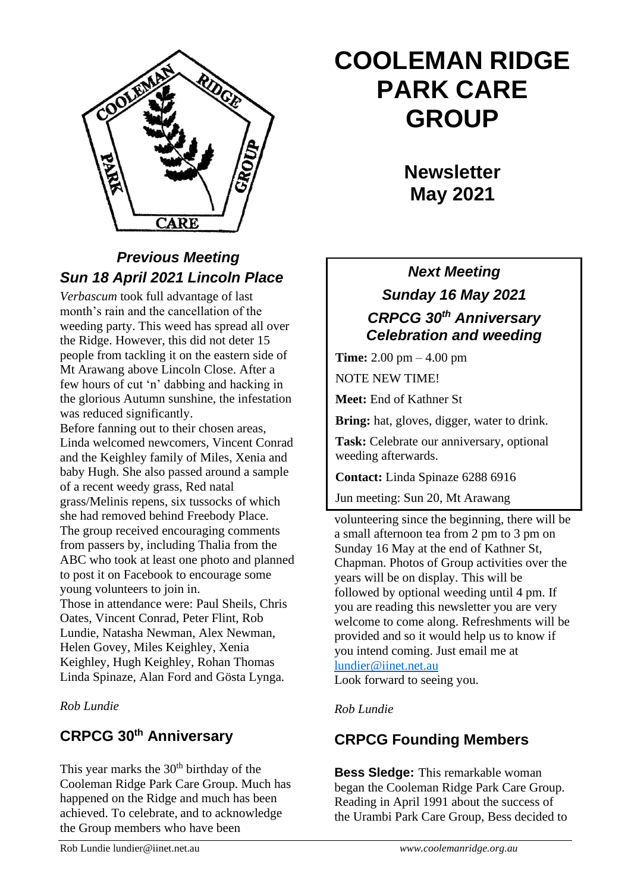# COOLEMAN RIDGE PARK CARE GROUP

## Newsletter May 2021

### *Next Meeting*

### *Sunday 16 May 2021*

### *CRPCG 30th Anniversary Celebration and weeding*

**Time:** 2.00 pm – 4.00 pm

NOTE NEW TIME!

**Meet:** End of Kathner St

**Bring:** hat, gloves, digger, water to drink.

**Task:** Celebrate our anniversary, optional weeding afterwards.

**Contact:** Linda Spinaze 6288 6916

Jun meeting: Sun 20, Mt Arawang

## *Previous Meeting*
## *Sun 18 April 2021 Lincoln Place*

*Verbascum* took full advantage of last month's rain and the cancellation of the weeding party. This weed has spread all over the Ridge. However, this did not deter 15 people from tackling it on the eastern side of Mt Arawang above Lincoln Close. After a few hours of cut 'n' dabbing and hacking in the glorious Autumn sunshine, the infestation was reduced significantly.

Before fanning out to their chosen areas, Linda welcomed newcomers, Vincent Conrad and the Keighley family of Miles, Xenia and baby Hugh. She also passed around a sample of a recent weedy grass, Red natal grass/Melinis repens, six tussocks of which she had removed behind Freebody Place.

The group received encouraging comments from passers by, including Thalia from the ABC who took at least one photo and planned to post it on Facebook to encourage some young volunteers to join in.

Those in attendance were: Paul Sheils, Chris Oates, Vincent Conrad, Peter Flint, Rob Lundie, Natasha Newman, Alex Newman, Helen Govey, Miles Keighley, Xenia Keighley, Hugh Keighley, Rohan Thomas Linda Spinaze, Alan Ford and Gösta Lynga.

*Rob Lundie*

## CRPCG 30th Anniversary

This year marks the 30th birthday of the Cooleman Ridge Park Care Group. Much has happened on the Ridge and much has been achieved. To celebrate, and to acknowledge the Group members who have been volunteering since the beginning, there will be a small afternoon tea from 2 pm to 3 pm on Sunday 16 May at the end of Kathner St, Chapman. Photos of Group activities over the years will be on display. This will be followed by optional weeding until 4 pm. If you are reading this newsletter you are very welcome to come along. Refreshments will be provided and so it would help us to know if you intend coming. Just email me at [lundier@iinet.net.au](mailto:lundier@iinet.net.au)

Look forward to seeing you.

*Rob Lundie*

## CRPCG Founding Members

**Bess Sledge:** This remarkable woman began the Cooleman Ridge Park Care Group. Reading in April 1991 about the success of the Urambi Park Care Group, Bess decided to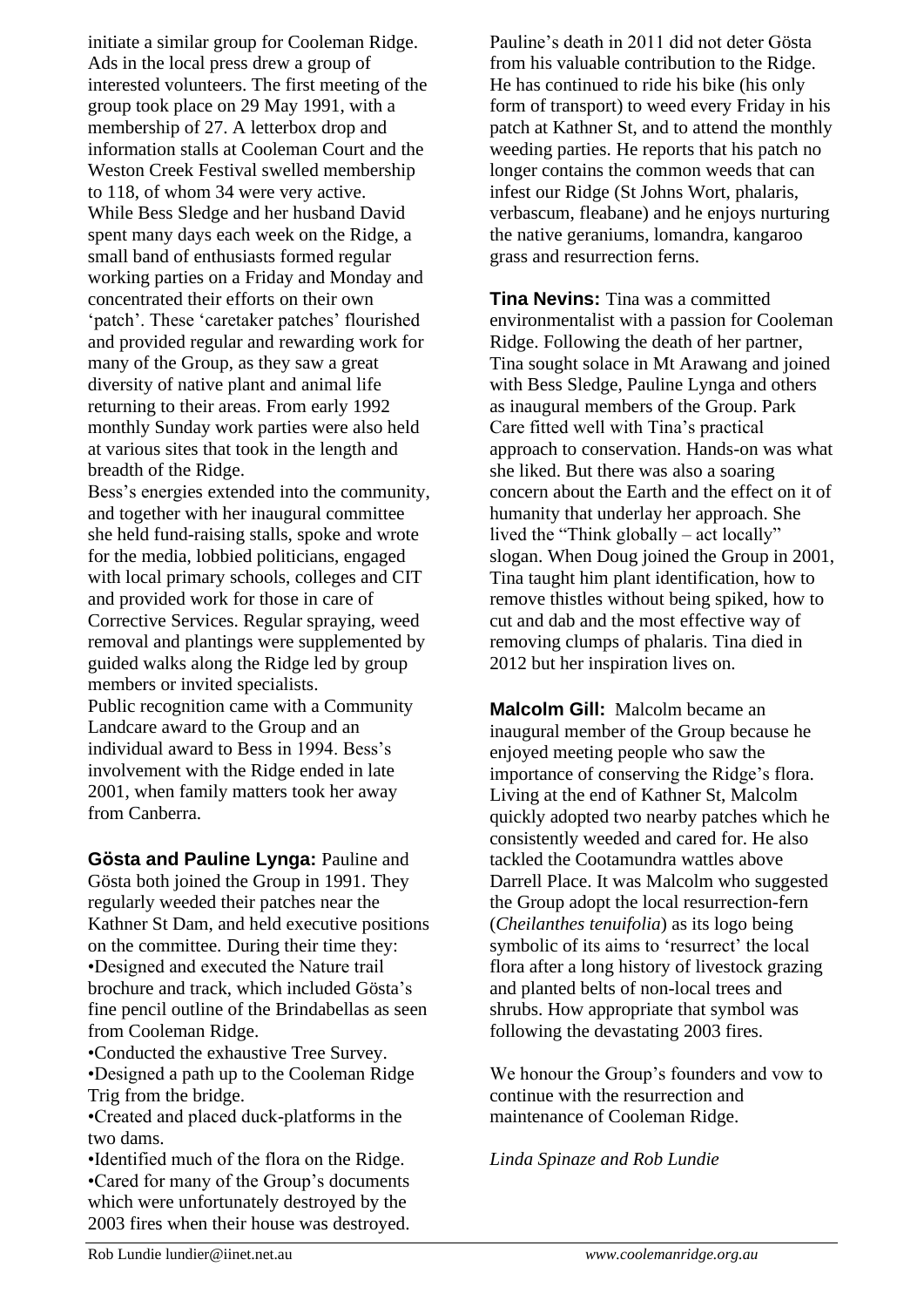initiate a similar group for Cooleman Ridge. Ads in the local press drew a group of interested volunteers. The first meeting of the group took place on 29 May 1991, with a membership of 27. A letterbox drop and information stalls at Cooleman Court and the Weston Creek Festival swelled membership to 118, of whom 34 were very active.

While Bess Sledge and her husband David spent many days each week on the Ridge, a small band of enthusiasts formed regular working parties on a Friday and Monday and concentrated their efforts on their own 'patch'. These 'caretaker patches' flourished and provided regular and rewarding work for many of the Group, as they saw a great diversity of native plant and animal life returning to their areas. From early 1992 monthly Sunday work parties were also held at various sites that took in the length and breadth of the Ridge.

Bess's energies extended into the community, and together with her inaugural committee she held fund-raising stalls, spoke and wrote for the media, lobbied politicians, engaged with local primary schools, colleges and CIT and provided work for those in care of Corrective Services. Regular spraying, weed removal and plantings were supplemented by guided walks along the Ridge led by group members or invited specialists.

Public recognition came with a Community Landcare award to the Group and an individual award to Bess in 1994. Bess's involvement with the Ridge ended in late 2001, when family matters took her away from Canberra.

**Gösta and Pauline Lynga:** Pauline and Gösta both joined the Group in 1991. They regularly weeded their patches near the Kathner St Dam, and held executive positions on the committee. During their time they:

- Designed and executed the Nature trail brochure and track, which included Gösta's fine pencil outline of the Brindabellas as seen from Cooleman Ridge.
- Conducted the exhaustive Tree Survey.
- Designed a path up to the Cooleman Ridge Trig from the bridge.
- Created and placed duck-platforms in the two dams.
- Identified much of the flora on the Ridge.
- Cared for many of the Group's documents which were unfortunately destroyed by the 2003 fires when their house was destroyed.

Pauline's death in 2011 did not deter Gösta from his valuable contribution to the Ridge. He has continued to ride his bike (his only form of transport) to weed every Friday in his patch at Kathner St, and to attend the monthly weeding parties. He reports that his patch no longer contains the common weeds that can infest our Ridge (St Johns Wort, phalaris, verbascum, fleabane) and he enjoys nurturing the native geraniums, lomandra, kangaroo grass and resurrection ferns.

**Tina Nevins:** Tina was a committed environmentalist with a passion for Cooleman Ridge. Following the death of her partner, Tina sought solace in Mt Arawang and joined with Bess Sledge, Pauline Lynga and others as inaugural members of the Group. Park Care fitted well with Tina's practical approach to conservation. Hands-on was what she liked. But there was also a soaring concern about the Earth and the effect on it of humanity that underlay her approach. She lived the "Think globally – act locally" slogan. When Doug joined the Group in 2001, Tina taught him plant identification, how to remove thistles without being spiked, how to cut and dab and the most effective way of removing clumps of phalaris. Tina died in 2012 but her inspiration lives on.

**Malcolm Gill:** Malcolm became an inaugural member of the Group because he enjoyed meeting people who saw the importance of conserving the Ridge's flora. Living at the end of Kathner St, Malcolm quickly adopted two nearby patches which he consistently weeded and cared for. He also tackled the Cootamundra wattles above Darrell Place. It was Malcolm who suggested the Group adopt the local resurrection-fern (*Cheilanthes tenuifolia*) as its logo being symbolic of its aims to 'resurrect' the local flora after a long history of livestock grazing and planted belts of non-local trees and shrubs. How appropriate that symbol was following the devastating 2003 fires.

We honour the Group's founders and vow to continue with the resurrection and maintenance of Cooleman Ridge.

*Linda Spinaze and Rob Lundie*